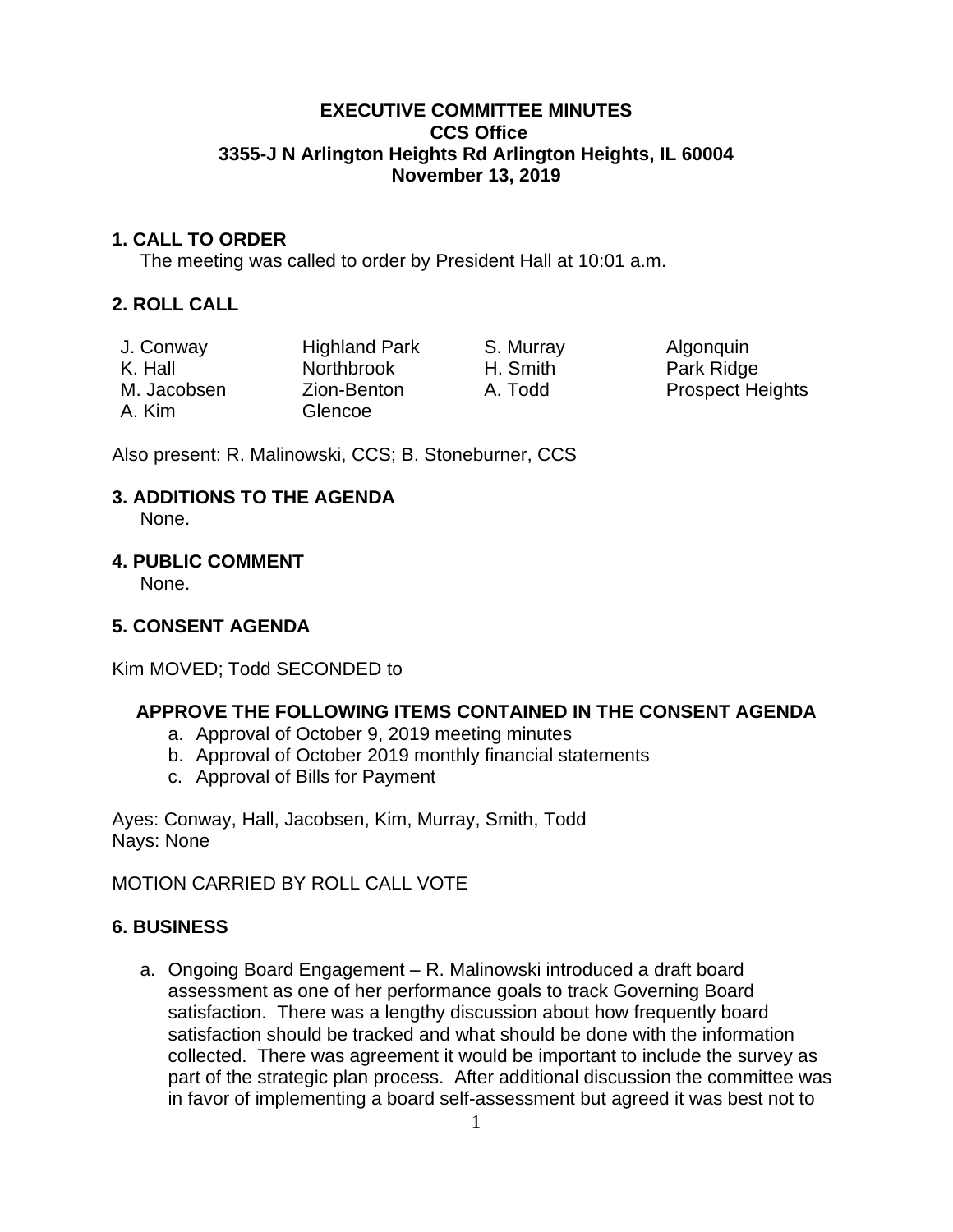# EXECUTIVE COMMITTEE MINUTES
## CCS Office
## 3355-J N Arlington Heights Rd Arlington Heights, IL 60004
## November 13, 2019

### 1. CALL TO ORDER

The meeting was called to order by President Hall at 10:01 a.m.

### 2. ROLL CALL

| | | | |
|---|---|---|---|
| J. Conway | Highland Park | S. Murray | Algonquin |
| K. Hall | Northbrook | H. Smith | Park Ridge |
| M. Jacobsen | Zion-Benton | A. Todd | Prospect Heights |
| A. Kim | Glencoe | | |

Also present: R. Malinowski, CCS; B. Stoneburner, CCS

### 3. ADDITIONS TO THE AGENDA

None.

### 4. PUBLIC COMMENT

None.

### 5. CONSENT AGENDA

Kim MOVED; Todd SECONDED to

**APPROVE THE FOLLOWING ITEMS CONTAINED IN THE CONSENT AGENDA**

a. Approval of October 9, 2019 meeting minutes
b. Approval of October 2019 monthly financial statements
c. Approval of Bills for Payment

Ayes: Conway, Hall, Jacobsen, Kim, Murray, Smith, Todd
Nays: None

MOTION CARRIED BY ROLL CALL VOTE

### 6. BUSINESS

a. Ongoing Board Engagement – R. Malinowski introduced a draft board assessment as one of her performance goals to track Governing Board satisfaction. There was a lengthy discussion about how frequently board satisfaction should be tracked and what should be done with the information collected. There was agreement it would be important to include the survey as part of the strategic plan process. After additional discussion the committee was in favor of implementing a board self-assessment but agreed it was best not to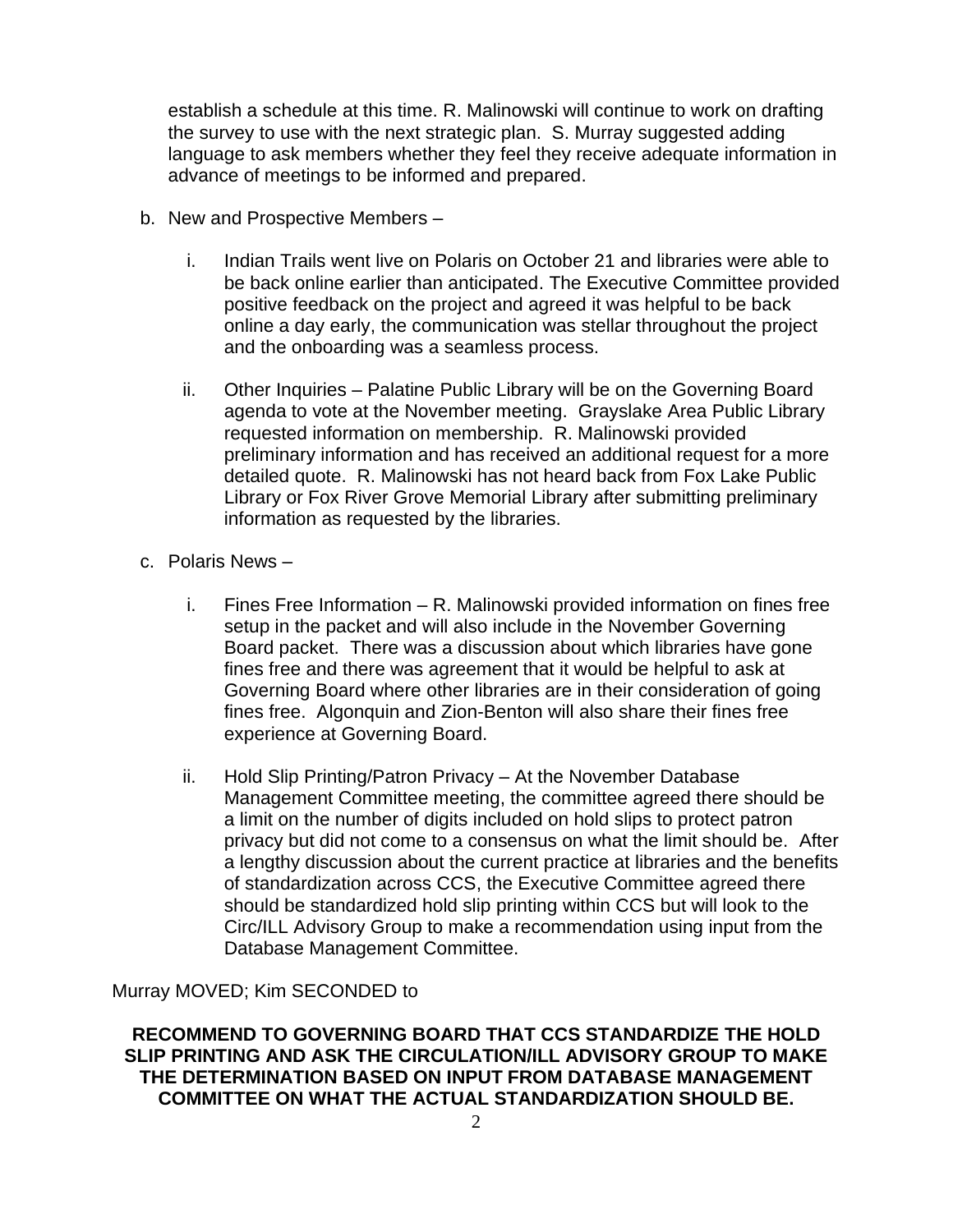establish a schedule at this time. R. Malinowski will continue to work on drafting the survey to use with the next strategic plan. S. Murray suggested adding language to ask members whether they feel they receive adequate information in advance of meetings to be informed and prepared.

b. New and Prospective Members –

   i. Indian Trails went live on Polaris on October 21 and libraries were able to be back online earlier than anticipated. The Executive Committee provided positive feedback on the project and agreed it was helpful to be back online a day early, the communication was stellar throughout the project and the onboarding was a seamless process.

   ii. Other Inquiries – Palatine Public Library will be on the Governing Board agenda to vote at the November meeting. Grayslake Area Public Library requested information on membership. R. Malinowski provided preliminary information and has received an additional request for a more detailed quote. R. Malinowski has not heard back from Fox Lake Public Library or Fox River Grove Memorial Library after submitting preliminary information as requested by the libraries.

c. Polaris News –

   i. Fines Free Information – R. Malinowski provided information on fines free setup in the packet and will also include in the November Governing Board packet. There was a discussion about which libraries have gone fines free and there was agreement that it would be helpful to ask at Governing Board where other libraries are in their consideration of going fines free. Algonquin and Zion-Benton will also share their fines free experience at Governing Board.

   ii. Hold Slip Printing/Patron Privacy – At the November Database Management Committee meeting, the committee agreed there should be a limit on the number of digits included on hold slips to protect patron privacy but did not come to a consensus on what the limit should be. After a lengthy discussion about the current practice at libraries and the benefits of standardization across CCS, the Executive Committee agreed there should be standardized hold slip printing within CCS but will look to the Circ/ILL Advisory Group to make a recommendation using input from the Database Management Committee.

Murray MOVED; Kim SECONDED to

**RECOMMEND TO GOVERNING BOARD THAT CCS STANDARDIZE THE HOLD SLIP PRINTING AND ASK THE CIRCULATION/ILL ADVISORY GROUP TO MAKE THE DETERMINATION BASED ON INPUT FROM DATABASE MANAGEMENT COMMITTEE ON WHAT THE ACTUAL STANDARDIZATION SHOULD BE.**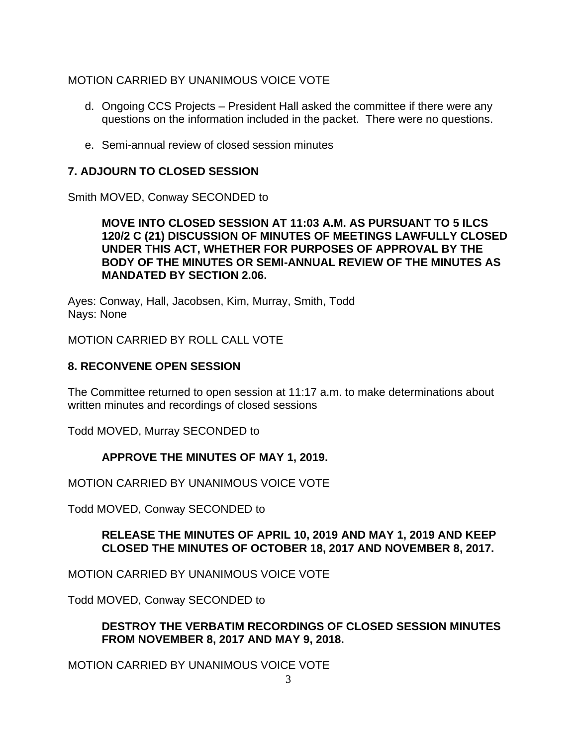MOTION CARRIED BY UNANIMOUS VOICE VOTE

d. Ongoing CCS Projects – President Hall asked the committee if there were any questions on the information included in the packet. There were no questions.

e. Semi-annual review of closed session minutes

## 7. ADJOURN TO CLOSED SESSION

Smith MOVED, Conway SECONDED to

> **MOVE INTO CLOSED SESSION AT 11:03 A.M. AS PURSUANT TO 5 ILCS 120/2 C (21) DISCUSSION OF MINUTES OF MEETINGS LAWFULLY CLOSED UNDER THIS ACT, WHETHER FOR PURPOSES OF APPROVAL BY THE BODY OF THE MINUTES OR SEMI-ANNUAL REVIEW OF THE MINUTES AS MANDATED BY SECTION 2.06.**

Ayes: Conway, Hall, Jacobsen, Kim, Murray, Smith, Todd
Nays: None

MOTION CARRIED BY ROLL CALL VOTE

## 8. RECONVENE OPEN SESSION

The Committee returned to open session at 11:17 a.m. to make determinations about written minutes and recordings of closed sessions

Todd MOVED, Murray SECONDED to

> **APPROVE THE MINUTES OF MAY 1, 2019.**

MOTION CARRIED BY UNANIMOUS VOICE VOTE

Todd MOVED, Conway SECONDED to

> **RELEASE THE MINUTES OF APRIL 10, 2019 AND MAY 1, 2019 AND KEEP CLOSED THE MINUTES OF OCTOBER 18, 2017 AND NOVEMBER 8, 2017.**

MOTION CARRIED BY UNANIMOUS VOICE VOTE

Todd MOVED, Conway SECONDED to

> **DESTROY THE VERBATIM RECORDINGS OF CLOSED SESSION MINUTES FROM NOVEMBER 8, 2017 AND MAY 9, 2018.**

MOTION CARRIED BY UNANIMOUS VOICE VOTE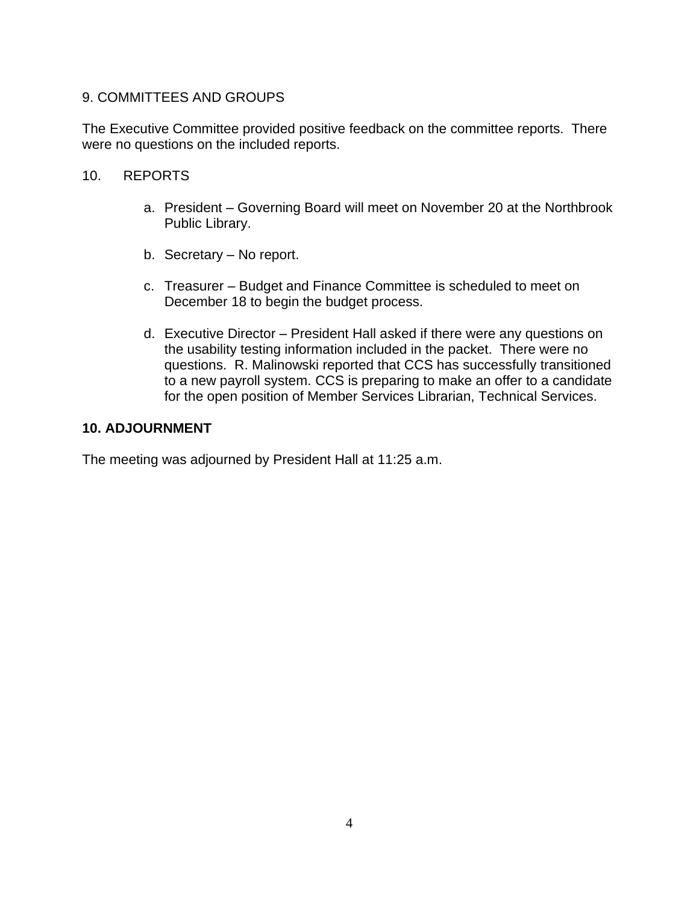9. COMMITTEES AND GROUPS

The Executive Committee provided positive feedback on the committee reports. There were no questions on the included reports.

10. REPORTS

a. President – Governing Board will meet on November 20 at the Northbrook Public Library.

b. Secretary – No report.

c. Treasurer – Budget and Finance Committee is scheduled to meet on December 18 to begin the budget process.

d. Executive Director – President Hall asked if there were any questions on the usability testing information included in the packet. There were no questions. R. Malinowski reported that CCS has successfully transitioned to a new payroll system. CCS is preparing to make an offer to a candidate for the open position of Member Services Librarian, Technical Services.

**10. ADJOURNMENT**

The meeting was adjourned by President Hall at 11:25 a.m.